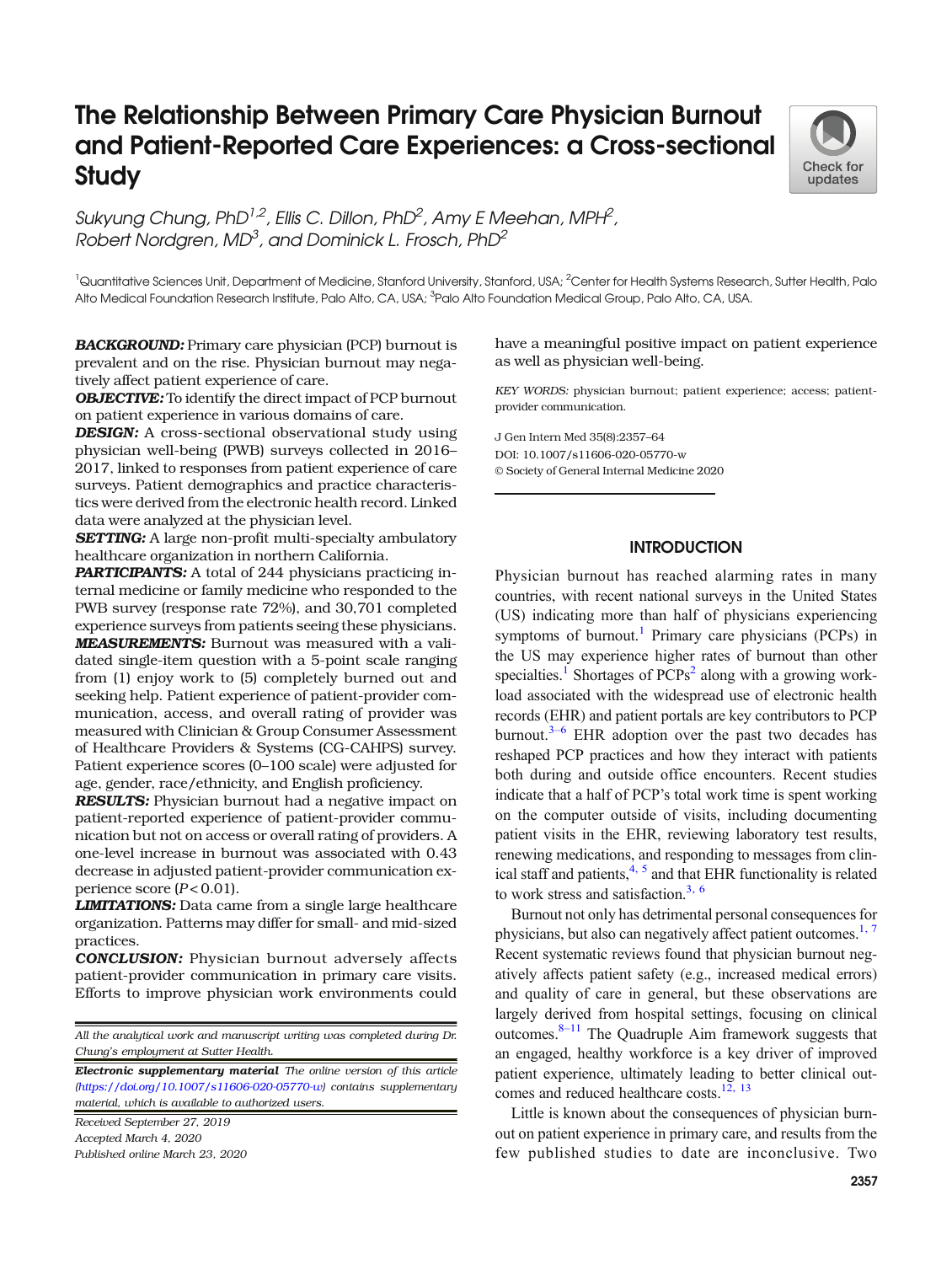# The Relationship Between Primary Care Physician Burnout and Patient-Reported Care Experiences: a Cross-sectional Study

*Sukyung Chung, PhD[1,2], Ellis C. Dillon, PhD[2], Amy E Meehan, MPH[2], Robert Nordgren, MD[3], and Dominick L. Frosch, PhD[2]*

[1]Quantitative Sciences Unit, Department of Medicine, Stanford University, Stanford, USA; [2]Center for Health Systems Research, Sutter Health, Palo Alto Medical Foundation Research Institute, Palo Alto, CA, USA; [3]Palo Alto Foundation Medical Group, Palo Alto, CA, USA.

***BACKGROUND:*** Primary care physician (PCP) burnout is prevalent and on the rise. Physician burnout may negatively affect patient experience of care.

***OBJECTIVE:*** To identify the direct impact of PCP burnout on patient experience in various domains of care.

***DESIGN:*** A cross-sectional observational study using physician well-being (PWB) surveys collected in 2016–2017, linked to responses from patient experience of care surveys. Patient demographics and practice characteristics were derived from the electronic health record. Linked data were analyzed at the physician level.

***SETTING:*** A large non-profit multi-specialty ambulatory healthcare organization in northern California.

***PARTICIPANTS:*** A total of 244 physicians practicing internal medicine or family medicine who responded to the PWB survey (response rate 72%), and 30,701 completed experience surveys from patients seeing these physicians.

***MEASUREMENTS:*** Burnout was measured with a validated single-item question with a 5-point scale ranging from (1) enjoy work to (5) completely burned out and seeking help. Patient experience of patient-provider communication, access, and overall rating of provider was measured with Clinician & Group Consumer Assessment of Healthcare Providers & Systems (CG-CAHPS) survey. Patient experience scores (0–100 scale) were adjusted for age, gender, race/ethnicity, and English proficiency.

***RESULTS:*** Physician burnout had a negative impact on patient-reported experience of patient-provider communication but not on access or overall rating of providers. A one-level increase in burnout was associated with 0.43 decrease in adjusted patient-provider communication experience score ($P < 0.01$).

***LIMITATIONS:*** Data came from a single large healthcare organization. Patterns may differ for small- and mid-sized practices.

***CONCLUSION:*** Physician burnout adversely affects patient-provider communication in primary care visits. Efforts to improve physician work environments could have a meaningful positive impact on patient experience as well as physician well-being.

*KEY WORDS:* physician burnout; patient experience; access; patient-provider communication.

J Gen Intern Med 35(8):2357–64
DOI: 10.1007/s11606-020-05770-w
© Society of General Internal Medicine 2020

*All the analytical work and manuscript writing was completed during Dr. Chung's employment at Sutter Health.*

***Electronic supplementary material*** *The online version of this article (https://doi.org/10.1007/s11606-020-05770-w) contains supplementary material, which is available to authorized users.*

*Received September 27, 2019*
*Accepted March 4, 2020*
*Published online March 23, 2020*

## INTRODUCTION

Physician burnout has reached alarming rates in many countries, with recent national surveys in the United States (US) indicating more than half of physicians experiencing symptoms of burnout.[1] Primary care physicians (PCPs) in the US may experience higher rates of burnout than other specialties.[1] Shortages of PCPs[2] along with a growing workload associated with the widespread use of electronic health records (EHR) and patient portals are key contributors to PCP burnout.[3–6] EHR adoption over the past two decades has reshaped PCP practices and how they interact with patients both during and outside office encounters. Recent studies indicate that a half of PCP's total work time is spent working on the computer outside of visits, including documenting patient visits in the EHR, reviewing laboratory test results, renewing medications, and responding to messages from clinical staff and patients,[4, 5] and that EHR functionality is related to work stress and satisfaction.[3, 6]

Burnout not only has detrimental personal consequences for physicians, but also can negatively affect patient outcomes.[1, 7] Recent systematic reviews found that physician burnout negatively affects patient safety (e.g., increased medical errors) and quality of care in general, but these observations are largely derived from hospital settings, focusing on clinical outcomes.[8–11] The Quadruple Aim framework suggests that an engaged, healthy workforce is a key driver of improved patient experience, ultimately leading to better clinical outcomes and reduced healthcare costs.[12, 13]

Little is known about the consequences of physician burnout on patient experience in primary care, and results from the few published studies to date are inconclusive. Two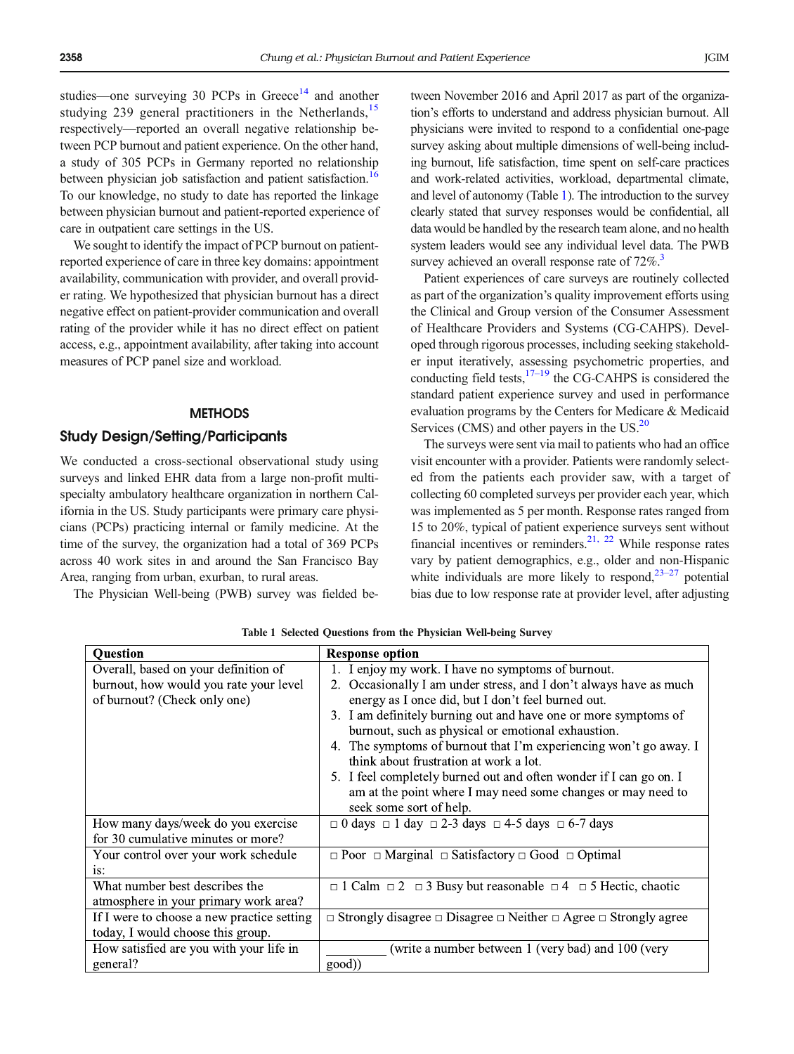studies—one surveying 30 PCPs in Greece[14] and another studying 239 general practitioners in the Netherlands,[15] respectively—reported an overall negative relationship between PCP burnout and patient experience. On the other hand, a study of 305 PCPs in Germany reported no relationship between physician job satisfaction and patient satisfaction.[16] To our knowledge, no study to date has reported the linkage between physician burnout and patient-reported experience of care in outpatient care settings in the US.

We sought to identify the impact of PCP burnout on patient-reported experience of care in three key domains: appointment availability, communication with provider, and overall provider rating. We hypothesized that physician burnout has a direct negative effect on patient-provider communication and overall rating of the provider while it has no direct effect on patient access, e.g., appointment availability, after taking into account measures of PCP panel size and workload.

## METHODS

### Study Design/Setting/Participants

We conducted a cross-sectional observational study using surveys and linked EHR data from a large non-profit multi-specialty ambulatory healthcare organization in northern California in the US. Study participants were primary care physicians (PCPs) practicing internal or family medicine. At the time of the survey, the organization had a total of 369 PCPs across 40 work sites in and around the San Francisco Bay Area, ranging from urban, exurban, to rural areas.

The Physician Well-being (PWB) survey was fielded between November 2016 and April 2017 as part of the organization's efforts to understand and address physician burnout. All physicians were invited to respond to a confidential one-page survey asking about multiple dimensions of well-being including burnout, life satisfaction, time spent on self-care practices and work-related activities, workload, departmental climate, and level of autonomy (Table 1). The introduction to the survey clearly stated that survey responses would be confidential, all data would be handled by the research team alone, and no health system leaders would see any individual level data. The PWB survey achieved an overall response rate of 72%.[3]

Patient experiences of care surveys are routinely collected as part of the organization's quality improvement efforts using the Clinical and Group version of the Consumer Assessment of Healthcare Providers and Systems (CG-CAHPS). Developed through rigorous processes, including seeking stakeholder input iteratively, assessing psychometric properties, and conducting field tests,[17–19] the CG-CAHPS is considered the standard patient experience survey and used in performance evaluation programs by the Centers for Medicare & Medicaid Services (CMS) and other payers in the US.[20]

The surveys were sent via mail to patients who had an office visit encounter with a provider. Patients were randomly selected from the patients each provider saw, with a target of collecting 60 completed surveys per provider each year, which was implemented as 5 per month. Response rates ranged from 15 to 20%, typical of patient experience surveys sent without financial incentives or reminders.[21, 22] While response rates vary by patient demographics, e.g., older and non-Hispanic white individuals are more likely to respond,[23–27] potential bias due to low response rate at provider level, after adjusting

**Table 1 Selected Questions from the Physician Well-being Survey**

| Question | Response option |
|---|---|
| Overall, based on your definition of burnout, how would you rate your level of burnout? (Check only one) | 1. I enjoy my work. I have no symptoms of burnout.<br>2. Occasionally I am under stress, and I don't always have as much energy as I once did, but I don't feel burned out.<br>3. I am definitely burning out and have one or more symptoms of burnout, such as physical or emotional exhaustion.<br>4. The symptoms of burnout that I'm experiencing won't go away. I think about frustration at work a lot.<br>5. I feel completely burned out and often wonder if I can go on. I am at the point where I may need some changes or may need to seek some sort of help. |
| How many days/week do you exercise for 30 cumulative minutes or more? | □ 0 days □ 1 day □ 2-3 days □ 4-5 days □ 6-7 days |
| Your control over your work schedule is: | □ Poor □ Marginal □ Satisfactory □ Good □ Optimal |
| What number best describes the atmosphere in your primary work area? | □ 1 Calm □ 2 □ 3 Busy but reasonable □ 4 □ 5 Hectic, chaotic |
| If I were to choose a new practice setting today, I would choose this group. | □ Strongly disagree □ Disagree □ Neither □ Agree □ Strongly agree |
| How satisfied are you with your life in general? | _________ (write a number between 1 (very bad) and 100 (very good)) |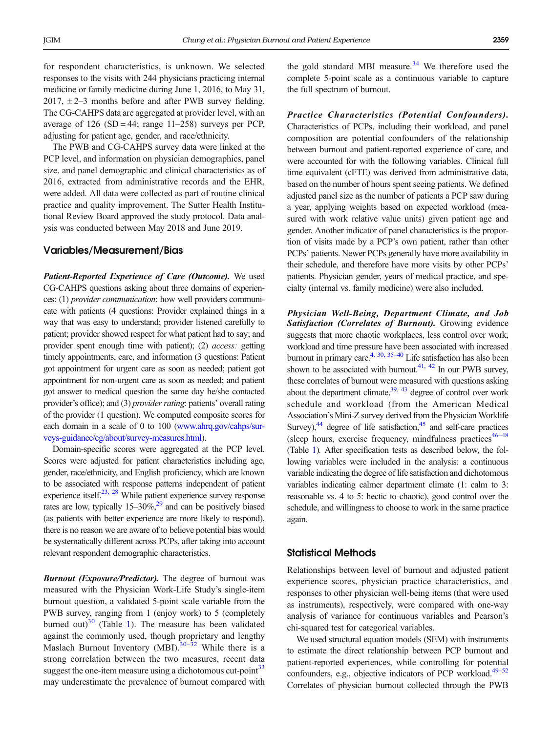for respondent characteristics, is unknown. We selected responses to the visits with 244 physicians practicing internal medicine or family medicine during June 1, 2016, to May 31, 2017, ± 2–3 months before and after PWB survey fielding. The CG-CAHPS data are aggregated at provider level, with an average of 126 (SD = 44; range 11–258) surveys per PCP, adjusting for patient age, gender, and race/ethnicity.

The PWB and CG-CAHPS survey data were linked at the PCP level, and information on physician demographics, panel size, and panel demographic and clinical characteristics as of 2016, extracted from administrative records and the EHR, were added. All data were collected as part of routine clinical practice and quality improvement. The Sutter Health Institutional Review Board approved the study protocol. Data analysis was conducted between May 2018 and June 2019.

## Variables/Measurement/Bias

***Patient-Reported Experience of Care (Outcome).*** We used CG-CAHPS questions asking about three domains of experiences: (1) *provider communication*: how well providers communicate with patients (4 questions: Provider explained things in a way that was easy to understand; provider listened carefully to patient; provider showed respect for what patient had to say; and provider spent enough time with patient); (2) *access:* getting timely appointments, care, and information (3 questions: Patient got appointment for urgent care as soon as needed; patient got appointment for non-urgent care as soon as needed; and patient got answer to medical question the same day he/she contacted provider's office); and (3) *provider rating*: patients' overall rating of the provider (1 question). We computed composite scores for each domain in a scale of 0 to 100 (www.ahrq.gov/cahps/surveys-guidance/cg/about/survey-measures.html).

Domain-specific scores were aggregated at the PCP level. Scores were adjusted for patient characteristics including age, gender, race/ethnicity, and English proficiency, which are known to be associated with response patterns independent of patient experience itself.[23, 28] While patient experience survey response rates are low, typically 15–30%,[29] and can be positively biased (as patients with better experience are more likely to respond), there is no reason we are aware of to believe potential bias would be systematically different across PCPs, after taking into account relevant respondent demographic characteristics.

***Burnout (Exposure/Predictor).*** The degree of burnout was measured with the Physician Work-Life Study's single-item burnout question, a validated 5-point scale variable from the PWB survey, ranging from 1 (enjoy work) to 5 (completely burned out)[30] (Table 1). The measure has been validated against the commonly used, though proprietary and lengthy Maslach Burnout Inventory (MBI).[30–32] While there is a strong correlation between the two measures, recent data suggest the one-item measure using a dichotomous cut-point[33] may underestimate the prevalence of burnout compared with the gold standard MBI measure.[34] We therefore used the complete 5-point scale as a continuous variable to capture the full spectrum of burnout.

***Practice Characteristics (Potential Confounders).*** Characteristics of PCPs, including their workload, and panel composition are potential confounders of the relationship between burnout and patient-reported experience of care, and were accounted for with the following variables. Clinical full time equivalent (cFTE) was derived from administrative data, based on the number of hours spent seeing patients. We defined adjusted panel size as the number of patients a PCP saw during a year, applying weights based on expected workload (measured with work relative value units) given patient age and gender. Another indicator of panel characteristics is the proportion of visits made by a PCP's own patient, rather than other PCPs' patients. Newer PCPs generally have more availability in their schedule, and therefore have more visits by other PCPs' patients. Physician gender, years of medical practice, and specialty (internal vs. family medicine) were also included.

***Physician Well-Being, Department Climate, and Job Satisfaction (Correlates of Burnout).*** Growing evidence suggests that more chaotic workplaces, less control over work, workload and time pressure have been associated with increased burnout in primary care.[4, 30, 35–40] Life satisfaction has also been shown to be associated with burnout.[41, 42] In our PWB survey, these correlates of burnout were measured with questions asking about the department climate,[39, 43] degree of control over work schedule and workload (from the American Medical Association's Mini-Z survey derived from the Physician Worklife Survey),[44] degree of life satisfaction,[45] and self-care practices (sleep hours, exercise frequency, mindfulness practices[46–48] (Table 1). After specification tests as described below, the following variables were included in the analysis: a continuous variable indicating the degree of life satisfaction and dichotomous variables indicating calmer department climate (1: calm to 3: reasonable vs. 4 to 5: hectic to chaotic), good control over the schedule, and willingness to choose to work in the same practice again.

## Statistical Methods

Relationships between level of burnout and adjusted patient experience scores, physician practice characteristics, and responses to other physician well-being items (that were used as instruments), respectively, were compared with one-way analysis of variance for continuous variables and Pearson's chi-squared test for categorical variables.

We used structural equation models (SEM) with instruments to estimate the direct relationship between PCP burnout and patient-reported experiences, while controlling for potential confounders, e.g., objective indicators of PCP workload.[49–52] Correlates of physician burnout collected through the PWB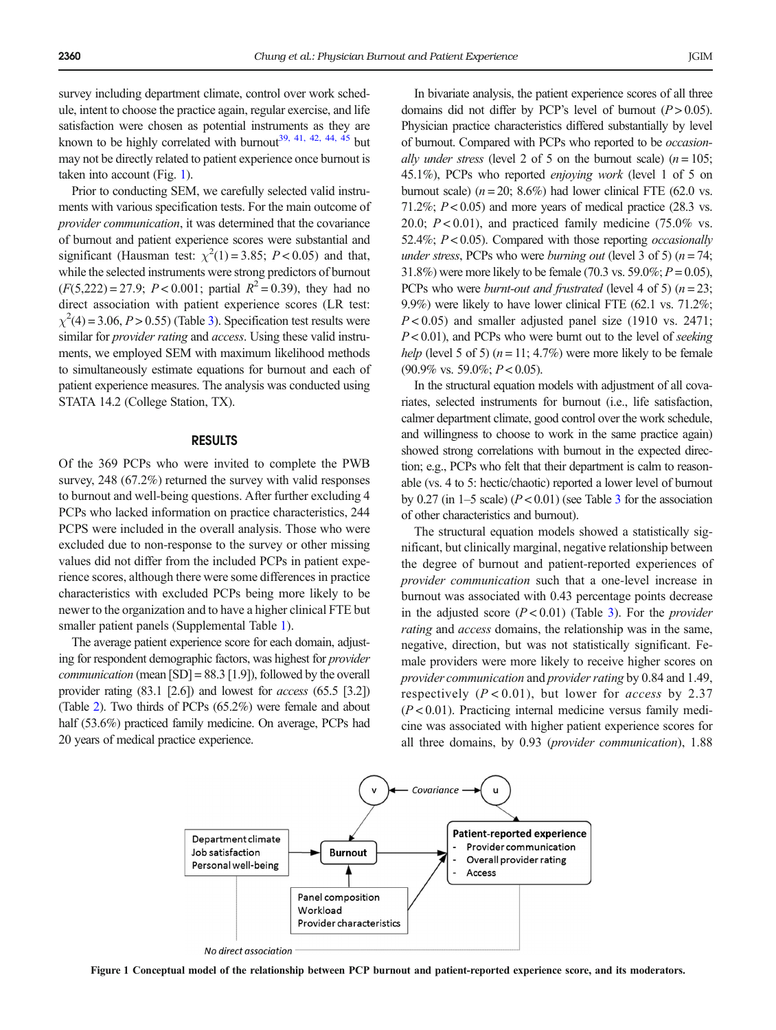survey including department climate, control over work schedule, intent to choose the practice again, regular exercise, and life satisfaction were chosen as potential instruments as they are known to be highly correlated with burnout[39, 41, 42, 44, 45] but may not be directly related to patient experience once burnout is taken into account (Fig. 1).

Prior to conducting SEM, we carefully selected valid instruments with various specification tests. For the main outcome of *provider communication*, it was determined that the covariance of burnout and patient experience scores were substantial and significant (Hausman test: $\chi^2(1) = 3.85$; $P < 0.05$) and that, while the selected instruments were strong predictors of burnout ($F(5,222) = 27.9$; $P < 0.001$; partial $R^2 = 0.39$), they had no direct association with patient experience scores (LR test: $\chi^2(4) = 3.06$, $P > 0.55$) (Table 3). Specification test results were similar for *provider rating* and *access*. Using these valid instruments, we employed SEM with maximum likelihood methods to simultaneously estimate equations for burnout and each of patient experience measures. The analysis was conducted using STATA 14.2 (College Station, TX).

## RESULTS

Of the 369 PCPs who were invited to complete the PWB survey, 248 (67.2%) returned the survey with valid responses to burnout and well-being questions. After further excluding 4 PCPs who lacked information on practice characteristics, 244 PCPS were included in the overall analysis. Those who were excluded due to non-response to the survey or other missing values did not differ from the included PCPs in patient experience scores, although there were some differences in practice characteristics with excluded PCPs being more likely to be newer to the organization and to have a higher clinical FTE but smaller patient panels (Supplemental Table 1).

The average patient experience score for each domain, adjusting for respondent demographic factors, was highest for *provider communication* (mean [SD] = 88.3 [1.9]), followed by the overall provider rating (83.1 [2.6]) and lowest for *access* (65.5 [3.2]) (Table 2). Two thirds of PCPs (65.2%) were female and about half (53.6%) practiced family medicine. On average, PCPs had 20 years of medical practice experience.

In bivariate analysis, the patient experience scores of all three domains did not differ by PCP's level of burnout ($P > 0.05$). Physician practice characteristics differed substantially by level of burnout. Compared with PCPs who reported to be *occasionally under stress* (level 2 of 5 on the burnout scale) ($n = 105$; 45.1%), PCPs who reported *enjoying work* (level 1 of 5 on burnout scale) ($n = 20$; 8.6%) had lower clinical FTE (62.0 vs. 71.2%; $P < 0.05$) and more years of medical practice (28.3 vs. 20.0; $P < 0.01$), and practiced family medicine (75.0% vs. 52.4%; $P < 0.05$). Compared with those reporting *occasionally under stress*, PCPs who were *burning out* (level 3 of 5) ($n = 74$; 31.8%) were more likely to be female (70.3 vs. 59.0%; $P = 0.05$), PCPs who were *burnt-out and frustrated* (level 4 of 5) ($n = 23$; 9.9%) were likely to have lower clinical FTE (62.1 vs. 71.2%; $P < 0.05$) and smaller adjusted panel size (1910 vs. 2471; $P < 0.01$), and PCPs who were burnt out to the level of *seeking help* (level 5 of 5) ($n = 11$; 4.7%) were more likely to be female (90.9% vs. 59.0%; $P < 0.05$).

In the structural equation models with adjustment of all covariates, selected instruments for burnout (i.e., life satisfaction, calmer department climate, good control over the work schedule, and willingness to choose to work in the same practice again) showed strong correlations with burnout in the expected direction; e.g., PCPs who felt that their department is calm to reasonable (vs. 4 to 5: hectic/chaotic) reported a lower level of burnout by 0.27 (in 1–5 scale) ($P < 0.01$) (see Table 3 for the association of other characteristics and burnout).

The structural equation models showed a statistically significant, but clinically marginal, negative relationship between the degree of burnout and patient-reported experiences of *provider communication* such that a one-level increase in burnout was associated with 0.43 percentage points decrease in the adjusted score ($P < 0.01$) (Table 3). For the *provider rating* and *access* domains, the relationship was in the same, negative, direction, but was not statistically significant. Female providers were more likely to receive higher scores on *provider communication* and *provider rating* by 0.84 and 1.49, respectively ($P < 0.01$), but lower for *access* by 2.37 ($P < 0.01$). Practicing internal medicine versus family medicine was associated with higher patient experience scores for all three domains, by 0.93 (*provider communication*), 1.88

**Figure 1 Conceptual model of the relationship between PCP burnout and patient-reported experience score, and its moderators.**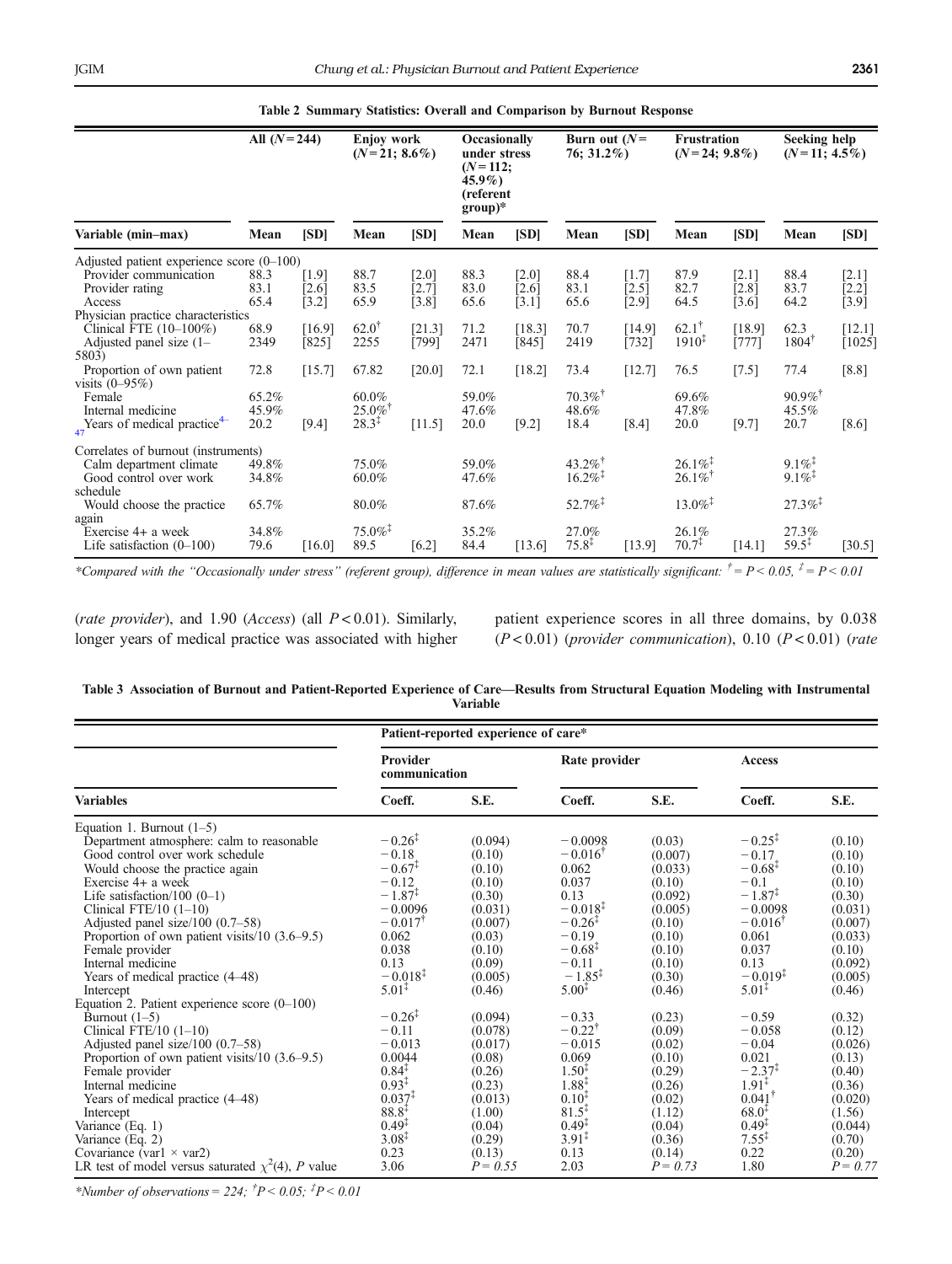**Table 2 Summary Statistics: Overall and Comparison by Burnout Response**

| Variable (min–max) | All (N = 244) Mean | [SD] | Enjoy work (N = 21; 8.6%) Mean | [SD] | Occasionally under stress (N = 112; 45.9%) (referent group)* Mean | [SD] | Burn out (N = 76; 31.2%) Mean | [SD] | Frustration (N = 24; 9.8%) Mean | [SD] | Seeking help (N = 11; 4.5%) Mean | [SD] |
|---|---|---|---|---|---|---|---|---|---|---|---|---|
| Adjusted patient experience score (0–100) | | | | | | | | | | | | |
| Provider communication | 88.3 | [1.9] | 88.7 | [2.0] | 88.3 | [2.0] | 88.4 | [1.7] | 87.9 | [2.1] | 88.4 | [2.1] |
| Provider rating | 83.1 | [2.6] | 83.5 | [2.7] | 83.0 | [2.6] | 83.1 | [2.5] | 82.7 | [2.8] | 83.7 | [2.2] |
| Access | 65.4 | [3.2] | 65.9 | [3.8] | 65.6 | [3.1] | 65.6 | [2.9] | 64.5 | [3.6] | 64.2 | [3.9] |
| Physician practice characteristics | | | | | | | | | | | | |
| Clinical FTE (10–100%) | 68.9 | [16.9] | 62.0† | [21.3] | 71.2 | [18.3] | 70.7 | [14.9] | 62.1† | [18.9] | 62.3 | [12.1] |
| Adjusted panel size (1–5803) | 2349 | [825] | 2255 | [799] | 2471 | [845] | 2419 | [732] | 1910‡ | [777] | 1804† | [1025] |
| Proportion of own patient visits (0–95%) | 72.8 | [15.7] | 67.82 | [20.0] | 72.1 | [18.2] | 73.4 | [12.7] | 76.5 | [7.5] | 77.4 | [8.8] |
| Female | 65.2% | | 60.0% | | 59.0% | | 70.3%† | | 69.6% | | 90.9%† | |
| Internal medicine | 45.9% | | 25.0%† | | 47.6% | | 48.6% | | 47.8% | | 45.5% | |
| Years of medical practice[4–47] | 20.2 | [9.4] | 28.3‡ | [11.5] | 20.0 | [9.2] | 18.4 | [8.4] | 20.0 | [9.7] | 20.7 | [8.6] |
| Correlates of burnout (instruments) | | | | | | | | | | | | |
| Calm department climate | 49.8% | | 75.0% | | 59.0% | | 43.2%† | | 26.1%‡ | | 9.1%‡ | |
| Good control over work schedule | 34.8% | | 60.0% | | 47.6% | | 16.2%‡ | | 26.1%† | | 9.1%‡ | |
| Would choose the practice again | 65.7% | | 80.0% | | 87.6% | | 52.7%‡ | | 13.0%‡ | | 27.3%‡ | |
| Exercise 4+ a week | 34.8% | | 75.0%‡ | | 35.2% | | 27.0% | | 26.1% | | 27.3% | |
| Life satisfaction (0–100) | 79.6 | [16.0] | 89.5 | [6.2] | 84.4 | [13.6] | 75.8‡ | [13.9] | 70.7‡ | [14.1] | 59.5‡ | [30.5] |

*Compared with the "Occasionally under stress" (referent group), difference in mean values are statistically significant: † = $P < 0.05$, ‡ = $P < 0.01$

(*rate provider*), and 1.90 (*Access*) (all $P < 0.01$). Similarly, longer years of medical practice was associated with higher patient experience scores in all three domains, by 0.038 ($P < 0.01$) (*provider communication*), 0.10 ($P < 0.01$) (*rate*

**Table 3 Association of Burnout and Patient-Reported Experience of Care—Results from Structural Equation Modeling with Instrumental Variable**

| Variables | Patient-reported experience of care* Provider communication Coeff. | S.E. | Rate provider Coeff. | S.E. | Access Coeff. | S.E. |
|---|---|---|---|---|---|---|
| Equation 1. Burnout (1–5) | | | | | | |
| Department atmosphere: calm to reasonable | −0.26‡ | (0.094) | −0.0098 | (0.03) | −0.25‡ | (0.10) |
| Good control over work schedule | −0.18 | (0.10) | −0.016† | (0.007) | −0.17 | (0.10) |
| Would choose the practice again | −0.67‡ | (0.10) | 0.062 | (0.033) | −0.68‡ | (0.10) |
| Exercise 4+ a week | −0.12 | (0.10) | 0.037 | (0.10) | −0.1 | (0.10) |
| Life satisfaction/100 (0–1) | −1.87‡ | (0.30) | 0.13 | (0.092) | −1.87‡ | (0.30) |
| Clinical FTE/10 (1–10) | −0.0096 | (0.031) | −0.018‡ | (0.005) | −0.0098 | (0.031) |
| Adjusted panel size/100 (0.7–58) | −0.017† | (0.007) | −0.26‡ | (0.10) | −0.016† | (0.007) |
| Proportion of own patient visits/10 (3.6–9.5) | 0.062 | (0.03) | −0.19 | (0.10) | 0.061 | (0.033) |
| Female provider | 0.038 | (0.10) | −0.68‡ | (0.10) | 0.037 | (0.10) |
| Internal medicine | 0.13 | (0.09) | −0.11 | (0.10) | 0.13 | (0.092) |
| Years of medical practice (4–48) | −0.018‡ | (0.005) | −1.85‡ | (0.30) | −0.019‡ | (0.005) |
| Intercept | 5.01‡ | (0.46) | 5.00‡ | (0.46) | 5.01‡ | (0.46) |
| Equation 2. Patient experience score (0–100) | | | | | | |
| Burnout (1–5) | −0.26‡ | (0.094) | −0.33 | (0.23) | −0.59 | (0.32) |
| Clinical FTE/10 (1–10) | −0.11 | (0.078) | −0.22† | (0.09) | −0.058 | (0.12) |
| Adjusted panel size/100 (0.7–58) | −0.013 | (0.017) | −0.015 | (0.02) | −0.04 | (0.026) |
| Proportion of own patient visits/10 (3.6–9.5) | 0.0044 | (0.08) | 0.069 | (0.10) | 0.021 | (0.13) |
| Female provider | 0.84‡ | (0.26) | 1.50‡ | (0.29) | −2.37‡ | (0.40) |
| Internal medicine | 0.93‡ | (0.23) | 1.88‡ | (0.26) | 1.91‡ | (0.36) |
| Years of medical practice (4–48) | 0.037‡ | (0.013) | 0.10‡ | (0.02) | 0.041† | (0.020) |
| Intercept | 88.8‡ | (1.00) | 81.5‡ | (1.12) | 68.0‡ | (1.56) |
| Variance (Eq. 1) | 0.49‡ | (0.04) | 0.49‡ | (0.04) | 0.49‡ | (0.044) |
| Variance (Eq. 2) | 3.08‡ | (0.29) | 3.91‡ | (0.36) | 7.55‡ | (0.70) |
| Covariance (var1 × var2) | 0.23 | (0.13) | 0.13 | (0.14) | 0.22 | (0.20) |
| LR test of model versus saturated $\chi^2(4)$, P value | 3.06 | $P = 0.55$ | 2.03 | $P = 0.73$ | 1.80 | $P = 0.77$ |

*Number of observations = 224; †$P < 0.05$; ‡$P < 0.01$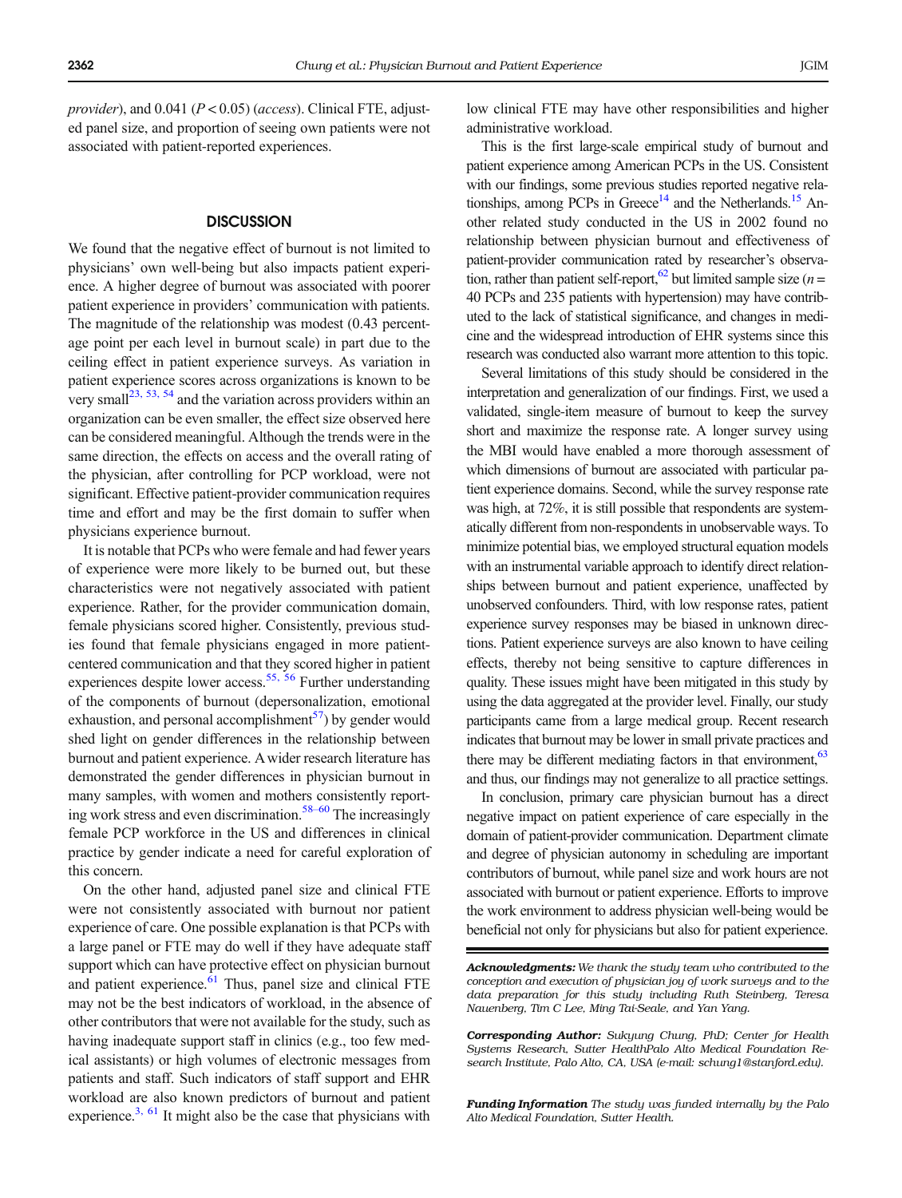*provider*), and 0.041 ($P < 0.05$) (*access*). Clinical FTE, adjusted panel size, and proportion of seeing own patients were not associated with patient-reported experiences.

## DISCUSSION

We found that the negative effect of burnout is not limited to physicians' own well-being but also impacts patient experience. A higher degree of burnout was associated with poorer patient experience in providers' communication with patients. The magnitude of the relationship was modest (0.43 percentage point per each level in burnout scale) in part due to the ceiling effect in patient experience surveys. As variation in patient experience scores across organizations is known to be very small[23, 53, 54] and the variation across providers within an organization can be even smaller, the effect size observed here can be considered meaningful. Although the trends were in the same direction, the effects on access and the overall rating of the physician, after controlling for PCP workload, were not significant. Effective patient-provider communication requires time and effort and may be the first domain to suffer when physicians experience burnout.

It is notable that PCPs who were female and had fewer years of experience were more likely to be burned out, but these characteristics were not negatively associated with patient experience. Rather, for the provider communication domain, female physicians scored higher. Consistently, previous studies found that female physicians engaged in more patient-centered communication and that they scored higher in patient experiences despite lower access.[55, 56] Further understanding of the components of burnout (depersonalization, emotional exhaustion, and personal accomplishment[57]) by gender would shed light on gender differences in the relationship between burnout and patient experience. A wider research literature has demonstrated the gender differences in physician burnout in many samples, with women and mothers consistently reporting work stress and even discrimination.[58–60] The increasingly female PCP workforce in the US and differences in clinical practice by gender indicate a need for careful exploration of this concern.

On the other hand, adjusted panel size and clinical FTE were not consistently associated with burnout nor patient experience of care. One possible explanation is that PCPs with a large panel or FTE may do well if they have adequate staff support which can have protective effect on physician burnout and patient experience.[61] Thus, panel size and clinical FTE may not be the best indicators of workload, in the absence of other contributors that were not available for the study, such as having inadequate support staff in clinics (e.g., too few medical assistants) or high volumes of electronic messages from patients and staff. Such indicators of staff support and EHR workload are also known predictors of burnout and patient experience.[3, 61] It might also be the case that physicians with low clinical FTE may have other responsibilities and higher administrative workload.

This is the first large-scale empirical study of burnout and patient experience among American PCPs in the US. Consistent with our findings, some previous studies reported negative relationships, among PCPs in Greece[14] and the Netherlands.[15] Another related study conducted in the US in 2002 found no relationship between physician burnout and effectiveness of patient-provider communication rated by researcher's observation, rather than patient self-report,[62] but limited sample size ($n =$ 40 PCPs and 235 patients with hypertension) may have contributed to the lack of statistical significance, and changes in medicine and the widespread introduction of EHR systems since this research was conducted also warrant more attention to this topic.

Several limitations of this study should be considered in the interpretation and generalization of our findings. First, we used a validated, single-item measure of burnout to keep the survey short and maximize the response rate. A longer survey using the MBI would have enabled a more thorough assessment of which dimensions of burnout are associated with particular patient experience domains. Second, while the survey response rate was high, at 72%, it is still possible that respondents are systematically different from non-respondents in unobservable ways. To minimize potential bias, we employed structural equation models with an instrumental variable approach to identify direct relationships between burnout and patient experience, unaffected by unobserved confounders. Third, with low response rates, patient experience survey responses may be biased in unknown directions. Patient experience surveys are also known to have ceiling effects, thereby not being sensitive to capture differences in quality. These issues might have been mitigated in this study by using the data aggregated at the provider level. Finally, our study participants came from a large medical group. Recent research indicates that burnout may be lower in small private practices and there may be different mediating factors in that environment,[63] and thus, our findings may not generalize to all practice settings.

In conclusion, primary care physician burnout has a direct negative impact on patient experience of care especially in the domain of patient-provider communication. Department climate and degree of physician autonomy in scheduling are important contributors of burnout, while panel size and work hours are not associated with burnout or patient experience. Efforts to improve the work environment to address physician well-being would be beneficial not only for physicians but also for patient experience.

***Acknowledgments:*** *We thank the study team who contributed to the conception and execution of physician joy of work surveys and to the data preparation for this study including Ruth Steinberg, Teresa Nauenberg, Tim C Lee, Ming Tai-Seale, and Yan Yang.*

***Corresponding Author:*** *Sukyung Chung, PhD; Center for Health Systems Research, Sutter HealthPalo Alto Medical Foundation Research Institute, Palo Alto, CA, USA (e-mail: schung1@stanford.edu).*

***Funding Information*** *The study was funded internally by the Palo Alto Medical Foundation, Sutter Health.*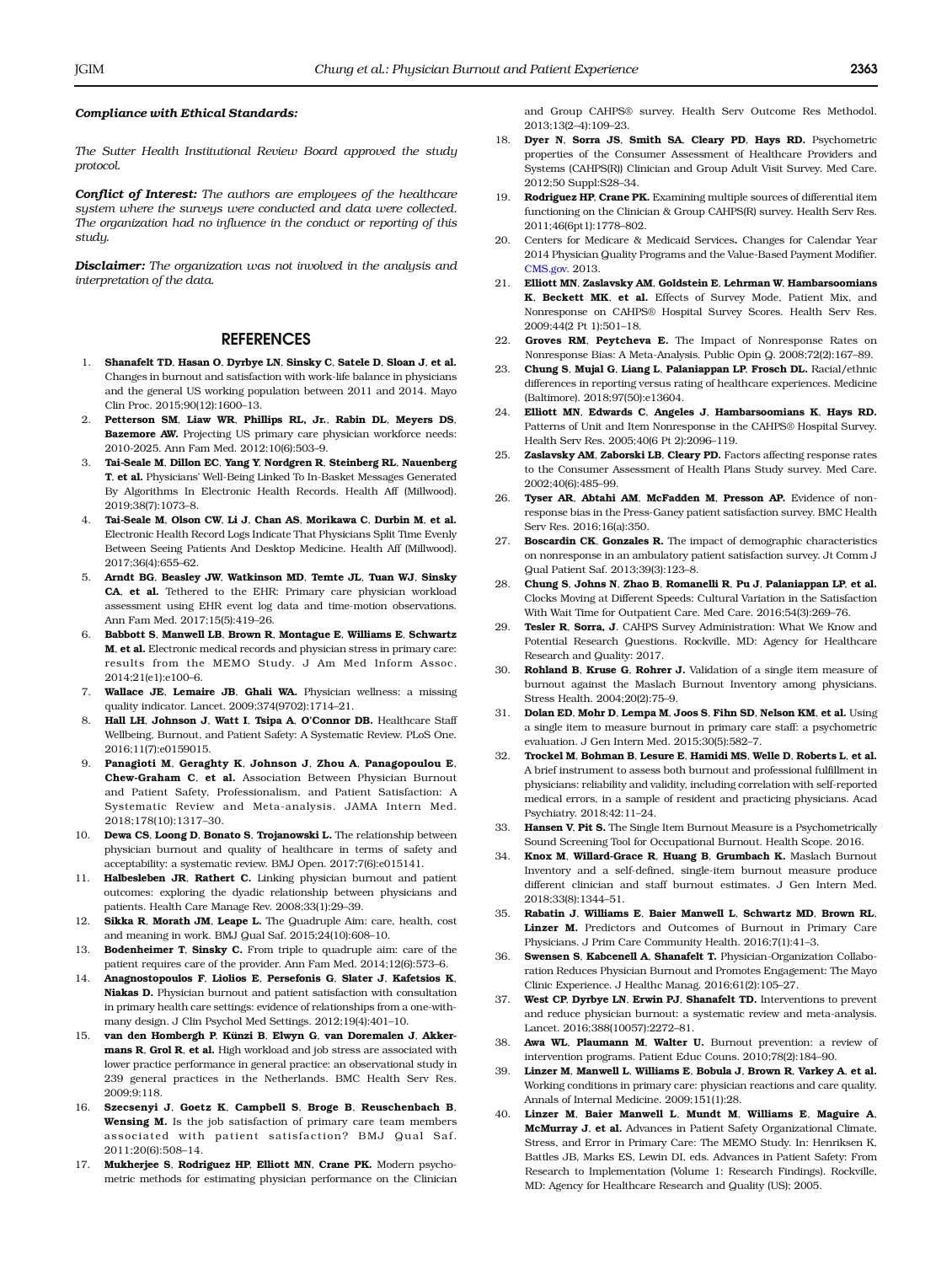***Compliance with Ethical Standards:***

*The Sutter Health Institutional Review Board approved the study protocol.*

***Conflict of Interest:*** *The authors are employees of the healthcare system where the surveys were conducted and data were collected. The organization had no influence in the conduct or reporting of this study.*

***Disclaimer:*** *The organization was not involved in the analysis and interpretation of the data.*

## REFERENCES

1. **Shanafelt TD, Hasan O, Dyrbye LN, Sinsky C, Satele D, Sloan J, et al.** Changes in burnout and satisfaction with work-life balance in physicians and the general US working population between 2011 and 2014. Mayo Clin Proc. 2015;90(12):1600–13.
2. **Petterson SM, Liaw WR, Phillips RL, Jr., Rabin DL, Meyers DS, Bazemore AW.** Projecting US primary care physician workforce needs: 2010-2025. Ann Fam Med. 2012;10(6):503–9.
3. **Tai-Seale M, Dillon EC, Yang Y, Nordgren R, Steinberg RL, Nauenberg T, et al.** Physicians' Well-Being Linked To In-Basket Messages Generated By Algorithms In Electronic Health Records. Health Aff (Millwood). 2019;38(7):1073–8.
4. **Tai-Seale M, Olson CW, Li J, Chan AS, Morikawa C, Durbin M, et al.** Electronic Health Record Logs Indicate That Physicians Split Time Evenly Between Seeing Patients And Desktop Medicine. Health Aff (Millwood). 2017;36(4):655–62.
5. **Arndt BG, Beasley JW, Watkinson MD, Temte JL, Tuan WJ, Sinsky CA, et al.** Tethered to the EHR: Primary care physician workload assessment using EHR event log data and time-motion observations. Ann Fam Med. 2017;15(5):419–26.
6. **Babbott S, Manwell LB, Brown R, Montague E, Williams E, Schwartz M, et al.** Electronic medical records and physician stress in primary care: results from the MEMO Study. J Am Med Inform Assoc. 2014;21(e1):e100–6.
7. **Wallace JE, Lemaire JB, Ghali WA.** Physician wellness: a missing quality indicator. Lancet. 2009;374(9702):1714–21.
8. **Hall LH, Johnson J, Watt I, Tsipa A, O'Connor DB.** Healthcare Staff Wellbeing, Burnout, and Patient Safety: A Systematic Review. PLoS One. 2016;11(7):e0159015.
9. **Panagioti M, Geraghty K, Johnson J, Zhou A, Panagopoulou E, Chew-Graham C, et al.** Association Between Physician Burnout and Patient Safety, Professionalism, and Patient Satisfaction: A Systematic Review and Meta-analysis. JAMA Intern Med. 2018;178(10):1317–30.
10. **Dewa CS, Loong D, Bonato S, Trojanowski L.** The relationship between physician burnout and quality of healthcare in terms of safety and acceptability: a systematic review. BMJ Open. 2017;7(6):e015141.
11. **Halbesleben JR, Rathert C.** Linking physician burnout and patient outcomes: exploring the dyadic relationship between physicians and patients. Health Care Manage Rev. 2008;33(1):29–39.
12. **Sikka R, Morath JM, Leape L.** The Quadruple Aim: care, health, cost and meaning in work. BMJ Qual Saf. 2015;24(10):608–10.
13. **Bodenheimer T, Sinsky C.** From triple to quadruple aim: care of the patient requires care of the provider. Ann Fam Med. 2014;12(6):573–6.
14. **Anagnostopoulos F, Liolios E, Persefonis G, Slater J, Kafetsios K, Niakas D.** Physician burnout and patient satisfaction with consultation in primary health care settings: evidence of relationships from a one-with-many design. J Clin Psychol Med Settings. 2012;19(4):401–10.
15. **van den Hombergh P, Künzi B, Elwyn G, van Doremalen J, Akkermans R, Grol R, et al.** High workload and job stress are associated with lower practice performance in general practice: an observational study in 239 general practices in the Netherlands. BMC Health Serv Res. 2009;9:118.
16. **Szecsenyi J, Goetz K, Campbell S, Broge B, Reuschenbach B, Wensing M.** Is the job satisfaction of primary care team members associated with patient satisfaction? BMJ Qual Saf. 2011;20(6):508–14.
17. **Mukherjee S, Rodriguez HP, Elliott MN, Crane PK.** Modern psychometric methods for estimating physician performance on the Clinician and Group CAHPS® survey. Health Serv Outcome Res Methodol. 2013;13(2–4):109–23.
18. **Dyer N, Sorra JS, Smith SA, Cleary PD, Hays RD.** Psychometric properties of the Consumer Assessment of Healthcare Providers and Systems (CAHPS(R)) Clinician and Group Adult Visit Survey. Med Care. 2012;50 Suppl:S28–34.
19. **Rodriguez HP, Crane PK.** Examining multiple sources of differential item functioning on the Clinician & Group CAHPS(R) survey. Health Serv Res. 2011;46(6pt1):1778–802.
20. Centers for Medicare & Medicaid Services**.** Changes for Calendar Year 2014 Physician Quality Programs and the Value-Based Payment Modifier. CMS.gov. 2013.
21. **Elliott MN, Zaslavsky AM, Goldstein E, Lehrman W, Hambarsoomians K, Beckett MK, et al.** Effects of Survey Mode, Patient Mix, and Nonresponse on CAHPS® Hospital Survey Scores. Health Serv Res. 2009;44(2 Pt 1):501–18.
22. **Groves RM, Peytcheva E.** The Impact of Nonresponse Rates on Nonresponse Bias: A Meta-Analysis. Public Opin Q. 2008;72(2):167–89.
23. **Chung S, Mujal G, Liang L, Palaniappan LP, Frosch DL.** Racial/ethnic differences in reporting versus rating of healthcare experiences. Medicine (Baltimore). 2018;97(50):e13604.
24. **Elliott MN, Edwards C, Angeles J, Hambarsoomians K, Hays RD.** Patterns of Unit and Item Nonresponse in the CAHPS® Hospital Survey. Health Serv Res. 2005;40(6 Pt 2):2096–119.
25. **Zaslavsky AM, Zaborski LB, Cleary PD.** Factors affecting response rates to the Consumer Assessment of Health Plans Study survey. Med Care. 2002;40(6):485–99.
26. **Tyser AR, Abtahi AM, McFadden M, Presson AP.** Evidence of non-response bias in the Press-Ganey patient satisfaction survey. BMC Health Serv Res. 2016;16(a):350.
27. **Boscardin CK, Gonzales R.** The impact of demographic characteristics on nonresponse in an ambulatory patient satisfaction survey. Jt Comm J Qual Patient Saf. 2013;39(3):123–8.
28. **Chung S, Johns N, Zhao B, Romanelli R, Pu J, Palaniappan LP, et al.** Clocks Moving at Different Speeds: Cultural Variation in the Satisfaction With Wait Time for Outpatient Care. Med Care. 2016;54(3):269–76.
29. **Tesler R, Sorra, J.** CAHPS Survey Administration: What We Know and Potential Research Questions. Rockville, MD: Agency for Healthcare Research and Quality: 2017.
30. **Rohland B, Kruse G, Rohrer J.** Validation of a single item measure of burnout against the Maslach Burnout Inventory among physicians. Stress Health. 2004;20(2):75–9.
31. **Dolan ED, Mohr D, Lempa M, Joos S, Fihn SD, Nelson KM, et al.** Using a single item to measure burnout in primary care staff: a psychometric evaluation. J Gen Intern Med. 2015;30(5):582–7.
32. **Trockel M, Bohman B, Lesure E, Hamidi MS, Welle D, Roberts L, et al.** A brief instrument to assess both burnout and professional fulfillment in physicians: reliability and validity, including correlation with self-reported medical errors, in a sample of resident and practicing physicians. Acad Psychiatry. 2018;42:11–24.
33. **Hansen V, Pit S.** The Single Item Burnout Measure is a Psychometrically Sound Screening Tool for Occupational Burnout. Health Scope. 2016.
34. **Knox M, Willard-Grace R, Huang B, Grumbach K.** Maslach Burnout Inventory and a self-defined, single-item burnout measure produce different clinician and staff burnout estimates. J Gen Intern Med. 2018;33(8):1344–51.
35. **Rabatin J, Williams E, Baier Manwell L, Schwartz MD, Brown RL, Linzer M.** Predictors and Outcomes of Burnout in Primary Care Physicians. J Prim Care Community Health. 2016;7(1):41–3.
36. **Swensen S, Kabcenell A, Shanafelt T.** Physician-Organization Collaboration Reduces Physician Burnout and Promotes Engagement: The Mayo Clinic Experience. J Healthc Manag. 2016;61(2):105–27.
37. **West CP, Dyrbye LN, Erwin PJ, Shanafelt TD.** Interventions to prevent and reduce physician burnout: a systematic review and meta-analysis. Lancet. 2016;388(10057):2272–81.
38. **Awa WL, Plaumann M, Walter U.** Burnout prevention: a review of intervention programs. Patient Educ Couns. 2010;78(2):184–90.
39. **Linzer M, Manwell L, Williams E, Bobula J, Brown R, Varkey A, et al.** Working conditions in primary care: physician reactions and care quality. Annals of Internal Medicine. 2009;151(1):28.
40. **Linzer M, Baier Manwell L, Mundt M, Williams E, Maguire A, McMurray J, et al.** Advances in Patient Safety Organizational Climate, Stress, and Error in Primary Care: The MEMO Study. In: Henriksen K, Battles JB, Marks ES, Lewin DI, eds. Advances in Patient Safety: From Research to Implementation (Volume 1: Research Findings). Rockville, MD: Agency for Healthcare Research and Quality (US); 2005.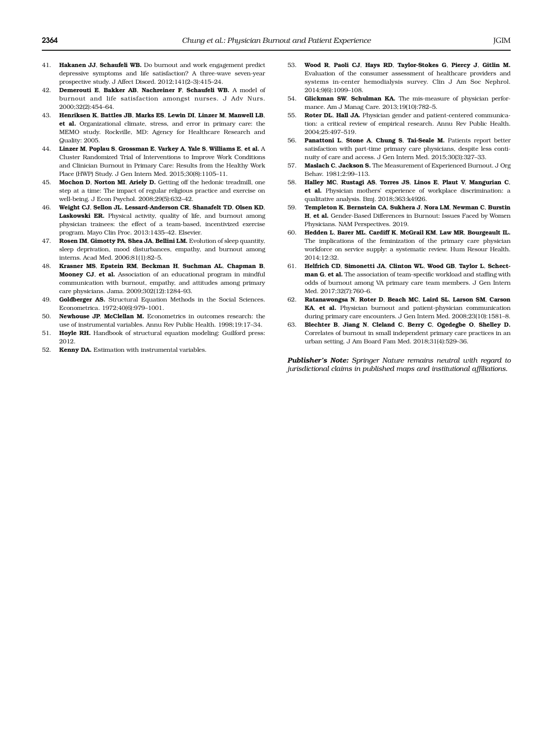41. **Hakanen JJ**, **Schaufeli WB.** Do burnout and work engagement predict depressive symptoms and life satisfaction? A three-wave seven-year prospective study. J Affect Disord. 2012;141(2–3):415–24.
42. **Demerouti E**, **Bakker AB**, **Nachreiner F**, **Schaufeli WB.** A model of burnout and life satisfaction amongst nurses. J Adv Nurs. 2000;32(2):454–64.
43. **Henriksen K**, **Battles JB**, **Marks ES**, **Lewin DI**, **Linzer M**, **Manwell LB**, **et al.** Organizational climate, stress, and error in primary care: the MEMO study. Rockville, MD: Agency for Healthcare Research and Quality: 2005.
44. **Linzer M**, **Poplau S**, **Grossman E**, **Varkey A**, **Yale S**, **Williams E**, **et al.** A Cluster Randomized Trial of Interventions to Improve Work Conditions and Clinician Burnout in Primary Care: Results from the Healthy Work Place (HWP) Study. J Gen Intern Med. 2015;30(8):1105–11.
45. **Mochon D**, **Norton MI**, **Ariely D.** Getting off the hedonic treadmill, one step at a time: The impact of regular religious practice and exercise on well-being. J Econ Psychol. 2008;29(5):632–42.
46. **Weight CJ**, **Sellon JL**, **Lessard-Anderson CR**, **Shanafelt TD**, **Olsen KD**, **Laskowski ER.** Physical activity, quality of life, and burnout among physician trainees: the effect of a team-based, incentivized exercise program. Mayo Clin Proc. 2013:1435–42. Elsevier.
47. **Rosen IM**, **Gimotty PA**, **Shea JA**, **Bellini LM.** Evolution of sleep quantity, sleep deprivation, mood disturbances, empathy, and burnout among interns. Acad Med. 2006;81(1):82–5.
48. **Krasner MS**, **Epstein RM**, **Beckman H**, **Suchman AL**, **Chapman B**, **Mooney CJ**, **et al.** Association of an educational program in mindful communication with burnout, empathy, and attitudes among primary care physicians. Jama. 2009;302(12):1284–93.
49. **Goldberger AS.** Structural Equation Methods in the Social Sciences. Econometrica. 1972;40(6):979–1001.
50. **Newhouse JP**, **McClellan M.** Econometrics in outcomes research: the use of instrumental variables. Annu Rev Public Health. 1998;19:17–34.
51. **Hoyle RH.** Handbook of structural equation modeling: Guilford press: 2012.
52. **Kenny DA.** Estimation with instrumental variables.
53. **Wood R**, **Paoli CJ**, **Hays RD**, **Taylor-Stokes G**, **Piercy J**, **Gitlin M.** Evaluation of the consumer assessment of healthcare providers and systems in-center hemodialysis survey. Clin J Am Soc Nephrol. 2014;9(6):1099–108.
54. **Glickman SW**, **Schulman KA.** The mis-measure of physician performance. Am J Manag Care. 2013;19(10):782–5.
55. **Roter DL**, **Hall JA.** Physician gender and patient-centered communication: a critical review of empirical research. Annu Rev Public Health. 2004;25:497–519.
56. **Panattoni L**, **Stone A**, **Chung S**, **Tai-Seale M.** Patients report better satisfaction with part-time primary care physicians, despite less continuity of care and access. J Gen Intern Med. 2015;30(3):327–33.
57. **Maslach C**, **Jackson S.** The Measurement of Experienced Burnout. J Org Behav. 1981;2:99–113.
58. **Halley MC**, **Rustagi AS**, **Torres JS**, **Linos E**, **Plaut V**, **Mangurian C**, **et al.** Physician mothers' experience of workplace discrimination: a qualitative analysis. Bmj. 2018;363:k4926.
59. **Templeton K**, **Bernstein CA**, **Sukhera J**, **Nora LM**, **Newman C**, **Burstin H**, **et al.** Gender-Based Differences in Burnout: Issues Faced by Women Physicians. NAM Perspectives. 2019.
60. **Hedden L**, **Barer ML**, **Cardiff K**, **McGrail KM**, **Law MR**, **Bourgeault IL.** The implications of the feminization of the primary care physician workforce on service supply: a systematic review. Hum Resour Health. 2014;12:32.
61. **Helfrich CD**, **Simonetti JA**, **Clinton WL**, **Wood GB**, **Taylor L**, **Schectman G**, **et al.** The association of team-specific workload and staffing with odds of burnout among VA primary care team members. J Gen Intern Med. 2017;32(7):760–6.
62. **Ratanawongsa N**, **Roter D**, **Beach MC**, **Laird SL**, **Larson SM**, **Carson KA**, **et al.** Physician burnout and patient-physician communication during primary care encounters. J Gen Intern Med. 2008;23(10):1581–8.
63. **Blechter B**, **Jiang N**, **Cleland C**, **Berry C**, **Ogedegbe O**, **Shelley D.** Correlates of burnout in small independent primary care practices in an urban setting. J Am Board Fam Med. 2018;31(4):529–36.

***Publisher's Note:*** *Springer Nature remains neutral with regard to jurisdictional claims in published maps and institutional affiliations.*